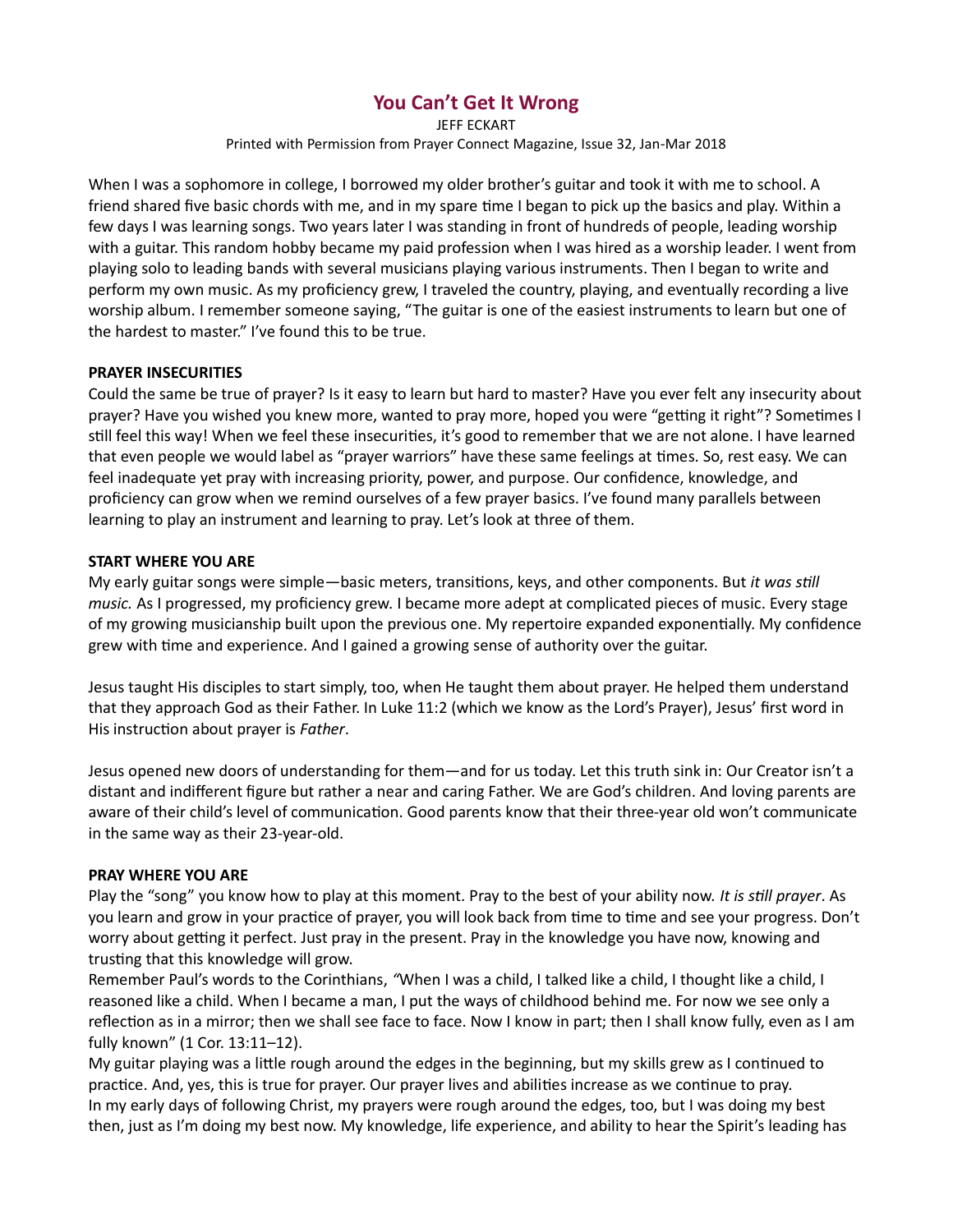# You Can't Get It Wrong

JEFF ECKART

Printed with Permission from Prayer Connect Magazine, Issue 32, Jan-Mar 2018

When I was a sophomore in college, I borrowed my older brother's guitar and took it with me to school. A friend shared five basic chords with me, and in my spare time I began to pick up the basics and play. Within a few days I was learning songs. Two years later I was standing in front of hundreds of people, leading worship with a guitar. This random hobby became my paid profession when I was hired as a worship leader. I went from playing solo to leading bands with several musicians playing various instruments. Then I began to write and perform my own music. As my proficiency grew, I traveled the country, playing, and eventually recording a live worship album. I remember someone saying, "The guitar is one of the easiest instruments to learn but one of the hardest to master." I've found this to be true.

**PRAYER INSECURITIES**

Could the same be true of prayer? Is it easy to learn but hard to master? Have you ever felt any insecurity about prayer? Have you wished you knew more, wanted to pray more, hoped you were "getting it right"? Sometimes I still feel this way! When we feel these insecurities, it's good to remember that we are not alone. I have learned that even people we would label as "prayer warriors" have these same feelings at times. So, rest easy. We can feel inadequate yet pray with increasing priority, power, and purpose. Our confidence, knowledge, and proficiency can grow when we remind ourselves of a few prayer basics. I've found many parallels between learning to play an instrument and learning to pray. Let's look at three of them.

**START WHERE YOU ARE**

My early guitar songs were simple—basic meters, transitions, keys, and other components. But *it was still music.* As I progressed, my proficiency grew. I became more adept at complicated pieces of music. Every stage of my growing musicianship built upon the previous one. My repertoire expanded exponentially. My confidence grew with time and experience. And I gained a growing sense of authority over the guitar.

Jesus taught His disciples to start simply, too, when He taught them about prayer. He helped them understand that they approach God as their Father. In Luke 11:2 (which we know as the Lord's Prayer), Jesus' first word in His instruction about prayer is *Father*.

Jesus opened new doors of understanding for them—and for us today. Let this truth sink in: Our Creator isn't a distant and indifferent figure but rather a near and caring Father. We are God's children. And loving parents are aware of their child's level of communication. Good parents know that their three-year old won't communicate in the same way as their 23-year-old.

**PRAY WHERE YOU ARE**

Play the "song" you know how to play at this moment. Pray to the best of your ability now. *It is still prayer*. As you learn and grow in your practice of prayer, you will look back from time to time and see your progress. Don't worry about getting it perfect. Just pray in the present. Pray in the knowledge you have now, knowing and trusting that this knowledge will grow.

Remember Paul's words to the Corinthians, *"*When I was a child, I talked like a child, I thought like a child, I reasoned like a child. When I became a man, I put the ways of childhood behind me. For now we see only a reflection as in a mirror; then we shall see face to face. Now I know in part; then I shall know fully, even as I am fully known" (1 Cor. 13:11–12).

My guitar playing was a little rough around the edges in the beginning, but my skills grew as I continued to practice. And, yes, this is true for prayer. Our prayer lives and abilities increase as we continue to pray.

In my early days of following Christ, my prayers were rough around the edges, too, but I was doing my best then, just as I'm doing my best now. My knowledge, life experience, and ability to hear the Spirit's leading has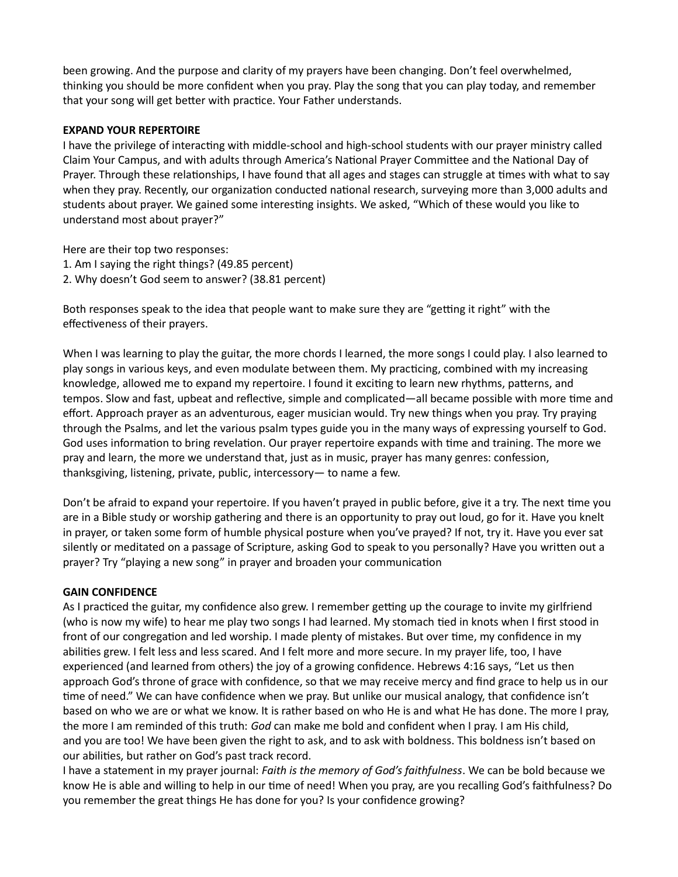been growing. And the purpose and clarity of my prayers have been changing. Don't feel overwhelmed, thinking you should be more confident when you pray. Play the song that you can play today, and remember that your song will get better with practice. Your Father understands.

**EXPAND YOUR REPERTOIRE**

I have the privilege of interacting with middle-school and high-school students with our prayer ministry called Claim Your Campus, and with adults through America's National Prayer Committee and the National Day of Prayer. Through these relationships, I have found that all ages and stages can struggle at times with what to say when they pray. Recently, our organization conducted national research, surveying more than 3,000 adults and students about prayer. We gained some interesting insights. We asked, "Which of these would you like to understand most about prayer?"

Here are their top two responses:

1. Am I saying the right things? (49.85 percent)
2. Why doesn't God seem to answer? (38.81 percent)

Both responses speak to the idea that people want to make sure they are "getting it right" with the effectiveness of their prayers.

When I was learning to play the guitar, the more chords I learned, the more songs I could play. I also learned to play songs in various keys, and even modulate between them. My practicing, combined with my increasing knowledge, allowed me to expand my repertoire. I found it exciting to learn new rhythms, patterns, and tempos. Slow and fast, upbeat and reflective, simple and complicated—all became possible with more time and effort. Approach prayer as an adventurous, eager musician would. Try new things when you pray. Try praying through the Psalms, and let the various psalm types guide you in the many ways of expressing yourself to God. God uses information to bring revelation. Our prayer repertoire expands with time and training. The more we pray and learn, the more we understand that, just as in music, prayer has many genres: confession, thanksgiving, listening, private, public, intercessory— to name a few.

Don't be afraid to expand your repertoire. If you haven't prayed in public before, give it a try. The next time you are in a Bible study or worship gathering and there is an opportunity to pray out loud, go for it. Have you knelt in prayer, or taken some form of humble physical posture when you've prayed? If not, try it. Have you ever sat silently or meditated on a passage of Scripture, asking God to speak to you personally? Have you written out a prayer? Try "playing a new song" in prayer and broaden your communication

**GAIN CONFIDENCE**

As I practiced the guitar, my confidence also grew. I remember getting up the courage to invite my girlfriend (who is now my wife) to hear me play two songs I had learned. My stomach tied in knots when I first stood in front of our congregation and led worship. I made plenty of mistakes. But over time, my confidence in my abilities grew. I felt less and less scared. And I felt more and more secure. In my prayer life, too, I have experienced (and learned from others) the joy of a growing confidence. Hebrews 4:16 says, "Let us then approach God's throne of grace with confidence, so that we may receive mercy and find grace to help us in our time of need." We can have confidence when we pray. But unlike our musical analogy, that confidence isn't based on who we are or what we know. It is rather based on who He is and what He has done. The more I pray, the more I am reminded of this truth: *God* can make me bold and confident when I pray. I am His child, and you are too! We have been given the right to ask, and to ask with boldness. This boldness isn't based on our abilities, but rather on God's past track record.

I have a statement in my prayer journal: *Faith is the memory of God's faithfulness*. We can be bold because we know He is able and willing to help in our time of need! When you pray, are you recalling God's faithfulness? Do you remember the great things He has done for you? Is your confidence growing?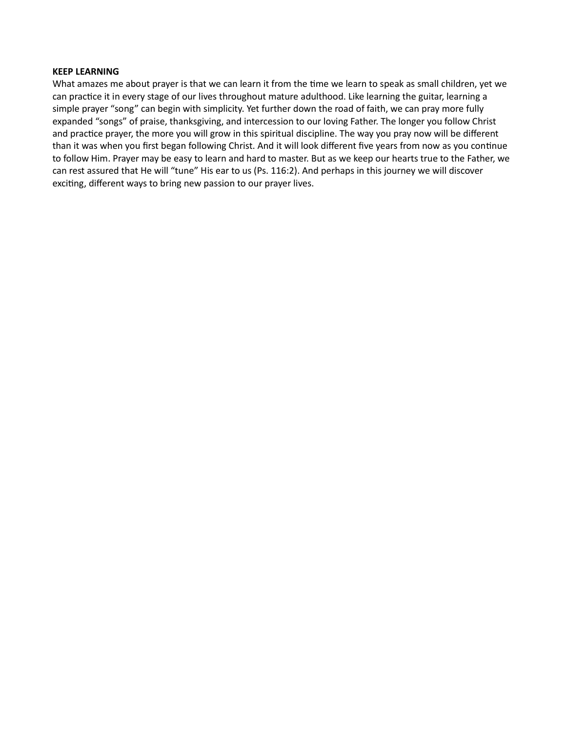**KEEP LEARNING**

What amazes me about prayer is that we can learn it from the time we learn to speak as small children, yet we can practice it in every stage of our lives throughout mature adulthood. Like learning the guitar, learning a simple prayer "song" can begin with simplicity. Yet further down the road of faith, we can pray more fully expanded "songs" of praise, thanksgiving, and intercession to our loving Father. The longer you follow Christ and practice prayer, the more you will grow in this spiritual discipline. The way you pray now will be different than it was when you first began following Christ. And it will look different five years from now as you continue to follow Him. Prayer may be easy to learn and hard to master. But as we keep our hearts true to the Father, we can rest assured that He will "tune" His ear to us (Ps. 116:2). And perhaps in this journey we will discover exciting, different ways to bring new passion to our prayer lives.